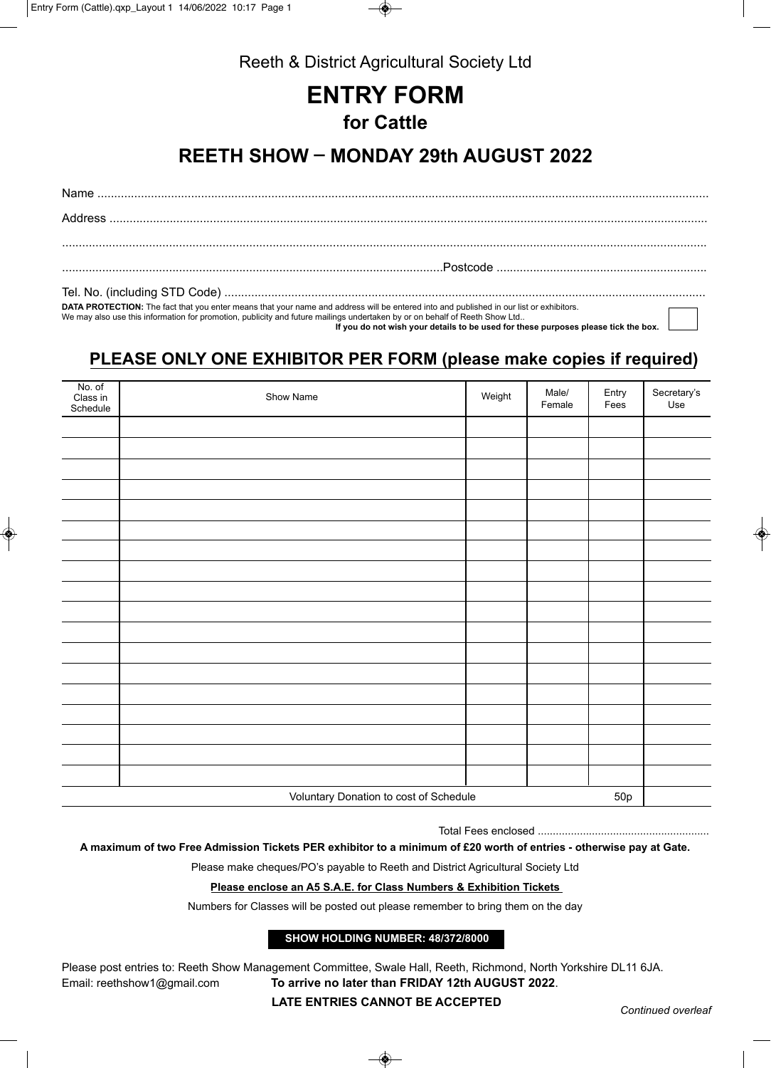Reeth & District Agricultural Society Ltd

# ENTRY FORM

## for Cattle

## REETH SHOW – MONDAY 29th AUGUST 2022

Name ..............................................................................................................................................................................

Address ..........................................................................................................................................................................

.......................................................................................................................................................................................

.......................................................................................................................Postcode ..............................................................

Tel. No. (including STD Code) ......................................................................................................................................

**DATA PROTECTION:** The fact that you enter means that your name and address will be entered into and published in our list or exhibitors.
We may also use this information for promotion, publicity and future mailings undertaken by or on behalf of Reeth Show Ltd..
**If you do not wish your details to be used for these purposes please tick the box.** ☐

## PLEASE ONLY ONE EXHIBITOR PER FORM (please make copies if required)

| No. of Class in Schedule | Show Name | Weight | Male/ Female | Entry Fees | Secretary's Use |
|---|---|---|---|---|---|
| | | | | | |
| | | | | | |
| | | | | | |
| | | | | | |
| | | | | | |
| | | | | | |
| | | | | | |
| | | | | | |
| | | | | | |
| | | | | | |
| | | | | | |
| | | | | | |
| | | | | | |
| | | | | | |
| | | | | | |
| | | | | | |
| | | | | | |
| | | | | | |
| | Voluntary Donation to cost of Schedule | | | 50p | |

Total Fees enclosed ........................................................

**A maximum of two Free Admission Tickets PER exhibitor to a minimum of £20 worth of entries - otherwise pay at Gate.**

Please make cheques/PO's payable to Reeth and District Agricultural Society Ltd

**Please enclose an A5 S.A.E. for Class Numbers & Exhibition Tickets**

Numbers for Classes will be posted out please remember to bring them on the day

**SHOW HOLDING NUMBER: 48/372/8000**

Please post entries to: Reeth Show Management Committee, Swale Hall, Reeth, Richmond, North Yorkshire DL11 6JA.
Email: reethshow1@gmail.com **To arrive no later than FRIDAY 12th AUGUST 2022**.

**LATE ENTRIES CANNOT BE ACCEPTED**

*Continued overleaf*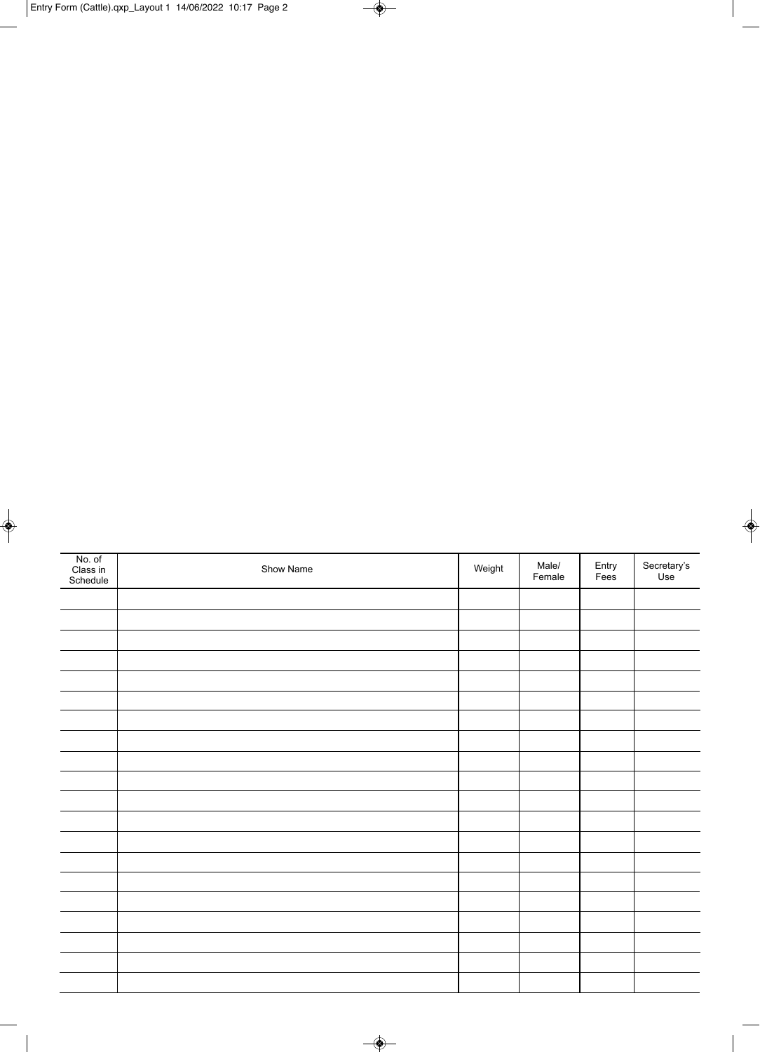| No. of Class in Schedule | Show Name | Weight | Male/ Female | Entry Fees | Secretary's Use |
|---|---|---|---|---|---|
| | | | | | |
| | | | | | |
| | | | | | |
| | | | | | |
| | | | | | |
| | | | | | |
| | | | | | |
| | | | | | |
| | | | | | |
| | | | | | |
| | | | | | |
| | | | | | |
| | | | | | |
| | | | | | |
| | | | | | |
| | | | | | |
| | | | | | |
| | | | | | |
| | | | | | |
| | | | | | |